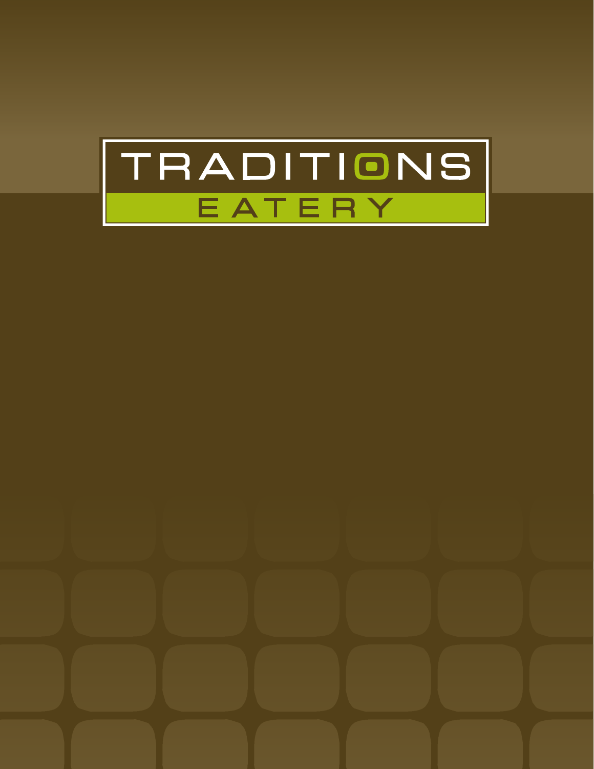# TRADITIONS

## EATERY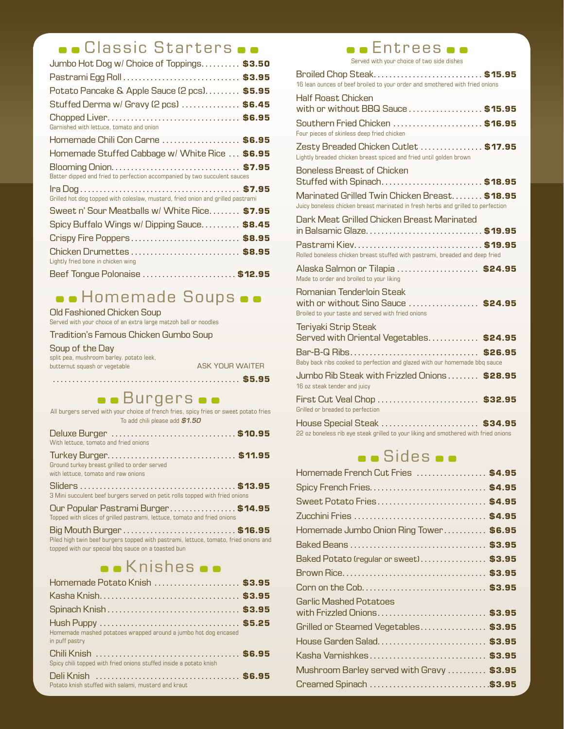## Classic Starters

- Jumbo Hot Dog w/ Choice of Toppings .......... **$3.50**
- Pastrami Egg Roll .......... **$3.95**
- Potato Pancake & Apple Sauce (2 pcs) .......... **$5.95**
- Stuffed Derma w/ Gravy (2 pcs) .......... **$6.45**
- Chopped Liver .......... **$6.95**
  Garnished with lettuce, tomato and onion
- Homemade Chili Con Carne .......... **$6.95**
- Homemade Stuffed Cabbage w/ White Rice .......... **$6.95**
- Blooming Onion .......... **$7.95**
  Batter dipped and fried to perfection accompanied by two succulent sauces
- Ira Dog .......... **$7.95**
  Grilled hot dog topped with coleslaw, mustard, fried onion and grilled pastrami
- Sweet n' Sour Meatballs w/ White Rice .......... **$7.95**
- Spicy Buffalo Wings w/ Dipping Sauce .......... **$8.45**
- Crispy Fire Poppers .......... **$8.95**
- Chicken Drumettes .......... **$8.95**
  Lightly fried bone in chicken wing
- Beef Tongue Polonaise .......... **$12.95**

## Homemade Soups

- Old Fashioned Chicken Soup
  Served with your choice of an extra large matzoh ball or noodles
- Tradition's Famous Chicken Gumbo Soup
- Soup of the Day
  split pea, mushroom barley, potato leek, butternut squash or vegetable — ASK YOUR WAITER

.......... **$5.95**

## Burgers

All burgers served with your choice of french fries, spicy fries or sweet potato fries
To add chili please add ***$1.50***

- Deluxe Burger .......... **$10.95**
  With lettuce, tomato and fried onions
- Turkey Burger .......... **$11.95**
  Ground turkey breast grilled to order served with lettuce, tomato and raw onions
- Sliders .......... **$13.95**
  3 Mini succulent beef burgers served on petit rolls topped with fried onions
- Our Popular Pastrami Burger .......... **$14.95**
  Topped with slices of grilled pastrami, lettuce, tomato and fried onions
- Big Mouth Burger .......... **$16.95**
  Piled high twin beef burgers topped with pastrami, lettuce, tomato, fried onions and topped with our special bbq sauce on a toasted bun

## Knishes

- Homemade Potato Knish .......... **$3.95**
- Kasha Knish .......... **$3.95**
- Spinach Knish .......... **$3.95**
- Hush Puppy .......... **$5.25**
  Homemade mashed potatoes wrapped around a jumbo hot dog encased in puff pastry
- Chili Knish .......... **$6.95**
  Spicy chili topped with fried onions stuffed inside a potato knish
- Deli Knish .......... **$6.95**
  Potato knish stuffed with salami, mustard and kraut

## Entrees

Served with your choice of two side dishes

- Broiled Chop Steak .......... **$15.95**
  16 lean ounces of beef broiled to your order and smothered with fried onions
- Half Roast Chicken with or without BBQ Sauce .......... **$15.95**
- Southern Fried Chicken .......... **$16.95**
  Four pieces of skinless deep fried chicken
- Zesty Breaded Chicken Cutlet .......... **$17.95**
  Lightly breaded chicken breast spiced and fried until golden brown
- Boneless Breast of Chicken Stuffed with Spinach .......... **$18.95**
- Marinated Grilled Twin Chicken Breast .......... **$18.95**
  Juicy boneless chicken breast marinated in fresh herbs and grilled to perfection
- Dark Meat Grilled Chicken Breast Marinated in Balsamic Glaze .......... **$19.95**
- Pastrami Kiev .......... **$19.95**
  Rolled boneless chicken breast stuffed with pastrami, breaded and deep fried
- Alaska Salmon or Tilapia .......... **$24.95**
  Made to order and broiled to your liking
- Romanian Tenderloin Steak with or without Sino Sauce .......... **$24.95**
  Broiled to your taste and served with fried onions
- Teriyaki Strip Steak Served with Oriental Vegetables .......... **$24.95**
- Bar-B-Q Ribs .......... **$26.95**
  Baby back ribs cooked to perfection and glazed with our homemade bbq sauce
- Jumbo Rib Steak with Frizzled Onions .......... **$28.95**
  16 oz steak tender and juicy
- First Cut Veal Chop .......... **$32.95**
  Grilled or breaded to perfection
- House Special Steak .......... **$34.95**
  22 oz boneless rib eye steak grilled to your liking and smothered with fried onions

## Sides

- Homemade French Cut Fries .......... **$4.95**
- Spicy French Fries .......... **$4.95**
- Sweet Potato Fries .......... **$4.95**
- Zucchini Fries .......... **$4.95**
- Homemade Jumbo Onion Ring Tower .......... **$6.95**
- Baked Beans .......... **$3.95**
- Baked Potato (regular or sweet) .......... **$3.95**
- Brown Rice .......... **$3.95**
- Corn on the Cob .......... **$3.95**
- Garlic Mashed Potatoes with Frizzled Onions .......... **$3.95**
- Grilled or Steamed Vegetables .......... **$3.95**
- House Garden Salad .......... **$3.95**
- Kasha Varnishkes .......... **$3.95**
- Mushroom Barley served with Gravy .......... **$3.95**
- Creamed Spinach .......... **$3.95**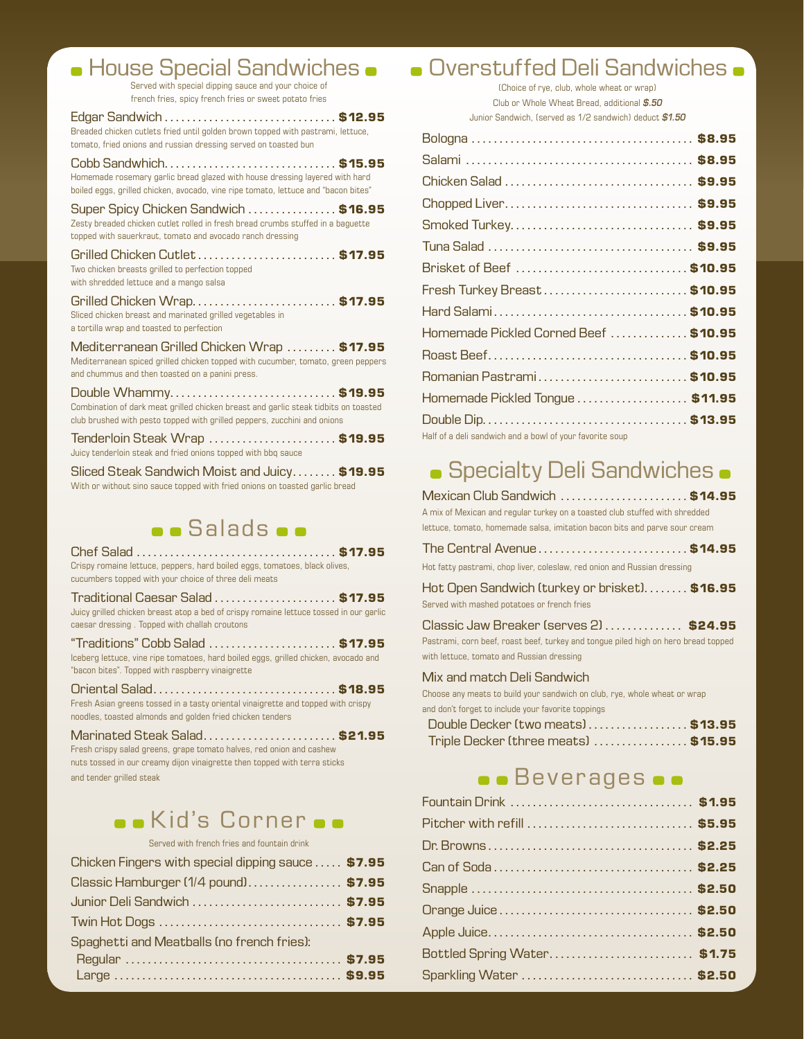## House Special Sandwiches

Served with special dipping sauce and your choice of french fries, spicy french fries or sweet potato fries

**Edgar Sandwich** ............ **$12.95**
Breaded chicken cutlets fried until golden brown topped with pastrami, lettuce, tomato, fried onions and russian dressing served on toasted bun

**Cobb Sandwhich** ............ **$15.95**
Homemade rosemary garlic bread glazed with house dressing layered with hard boiled eggs, grilled chicken, avocado, vine ripe tomato, lettuce and "bacon bites"

**Super Spicy Chicken Sandwich** ............ **$16.95**
Zesty breaded chicken cutlet rolled in fresh bread crumbs stuffed in a baguette topped with sauerkraut, tomato and avocado ranch dressing

**Grilled Chicken Cutlet** ............ **$17.95**
Two chicken breasts grilled to perfection topped with shredded lettuce and a mango salsa

**Grilled Chicken Wrap** ............ **$17.95**
Sliced chicken breast and marinated grilled vegetables in a tortilla wrap and toasted to perfection

**Mediterranean Grilled Chicken Wrap** ............ **$17.95**
Mediterranean spiced grilled chicken topped with cucumber, tomato, green peppers and chummus and then toasted on a panini press.

**Double Whammy** ............ **$19.95**
Combination of dark meat grilled chicken breast and garlic steak tidbits on toasted club brushed with pesto topped with grilled peppers, zucchini and onions

**Tenderloin Steak Wrap** ............ **$19.95**
Juicy tenderloin steak and fried onions topped with bbq sauce

**Sliced Steak Sandwich Moist and Juicy** ............ **$19.95**
With or without sino sauce topped with fried onions on toasted garlic bread

## Salads

**Chef Salad** ............ **$17.95**
Crispy romaine lettuce, peppers, hard boiled eggs, tomatoes, black olives, cucumbers topped with your choice of three deli meats

**Traditional Caesar Salad** ............ **$17.95**
Juicy grilled chicken breast atop a bed of crispy romaine lettuce tossed in our garlic caesar dressing . Topped with challah croutons

**"Traditions" Cobb Salad** ............ **$17.95**
Iceberg lettuce, vine ripe tomatoes, hard boiled eggs, grilled chicken, avocado and "bacon bites". Topped with raspberry vinaigrette

**Oriental Salad** ............ **$18.95**
Fresh Asian greens tossed in a tasty oriental vinaigrette and topped with crispy noodles, toasted almonds and golden fried chicken tenders

**Marinated Steak Salad** ............ **$21.95**
Fresh crispy salad greens, grape tomato halves, red onion and cashew nuts tossed in our creamy dijon vinaigrette then topped with terra sticks and tender grilled steak

## Kid's Corner

Served with french fries and fountain drink

| | |
|---|---|
| Chicken Fingers with special dipping sauce | $7.95 |
| Classic Hamburger (1/4 pound) | $7.95 |
| Junior Deli Sandwich | $7.95 |
| Twin Hot Dogs | $7.95 |
| Spaghetti and Meatballs (no french fries): | |
| Regular | $7.95 |
| Large | $9.95 |

## Overstuffed Deli Sandwiches

(Choice of rye, club, whole wheat or wrap)
Club or Whole Wheat Bread, additional *$.50*
Junior Sandwich, (served as 1/2 sandwich) deduct *$1.50*

| | |
|---|---|
| Bologna | $8.95 |
| Salami | $8.95 |
| Chicken Salad | $9.95 |
| Chopped Liver | $9.95 |
| Smoked Turkey | $9.95 |
| Tuna Salad | $9.95 |
| Brisket of Beef | $10.95 |
| Fresh Turkey Breast | $10.95 |
| Hard Salami | $10.95 |
| Homemade Pickled Corned Beef | $10.95 |
| Roast Beef | $10.95 |
| Romanian Pastrami | $10.95 |
| Homemade Pickled Tongue | $11.95 |
| Double Dip | $13.95 |

Half of a deli sandwich and a bowl of your favorite soup

## Specialty Deli Sandwiches

**Mexican Club Sandwich** ............ **$14.95**
A mix of Mexican and regular turkey on a toasted club stuffed with shredded lettuce, tomato, homemade salsa, imitation bacon bits and parve sour cream

**The Central Avenue** ............ **$14.95**
Hot fatty pastrami, chop liver, coleslaw, red onion and Russian dressing

**Hot Open Sandwich (turkey or brisket)** ............ **$16.95**
Served with mashed potatoes or french fries

**Classic Jaw Breaker (serves 2)** ............ **$24.95**
Pastrami, corn beef, roast beef, turkey and tongue piled high on hero bread topped with lettuce, tomato and Russian dressing

**Mix and match Deli Sandwich**
Choose any meats to build your sandwich on club, rye, whole wheat or wrap and don't forget to include your favorite toppings

| | |
|---|---|
| Double Decker (two meats) | $13.95 |
| Triple Decker (three meats) | $15.95 |

## Beverages

| | |
|---|---|
| Fountain Drink | $1.95 |
| Pitcher with refill | $5.95 |
| Dr. Browns | $2.25 |
| Can of Soda | $2.25 |
| Snapple | $2.50 |
| Orange Juice | $2.50 |
| Apple Juice | $2.50 |
| Bottled Spring Water | $1.75 |
| Sparkling Water | $2.50 |